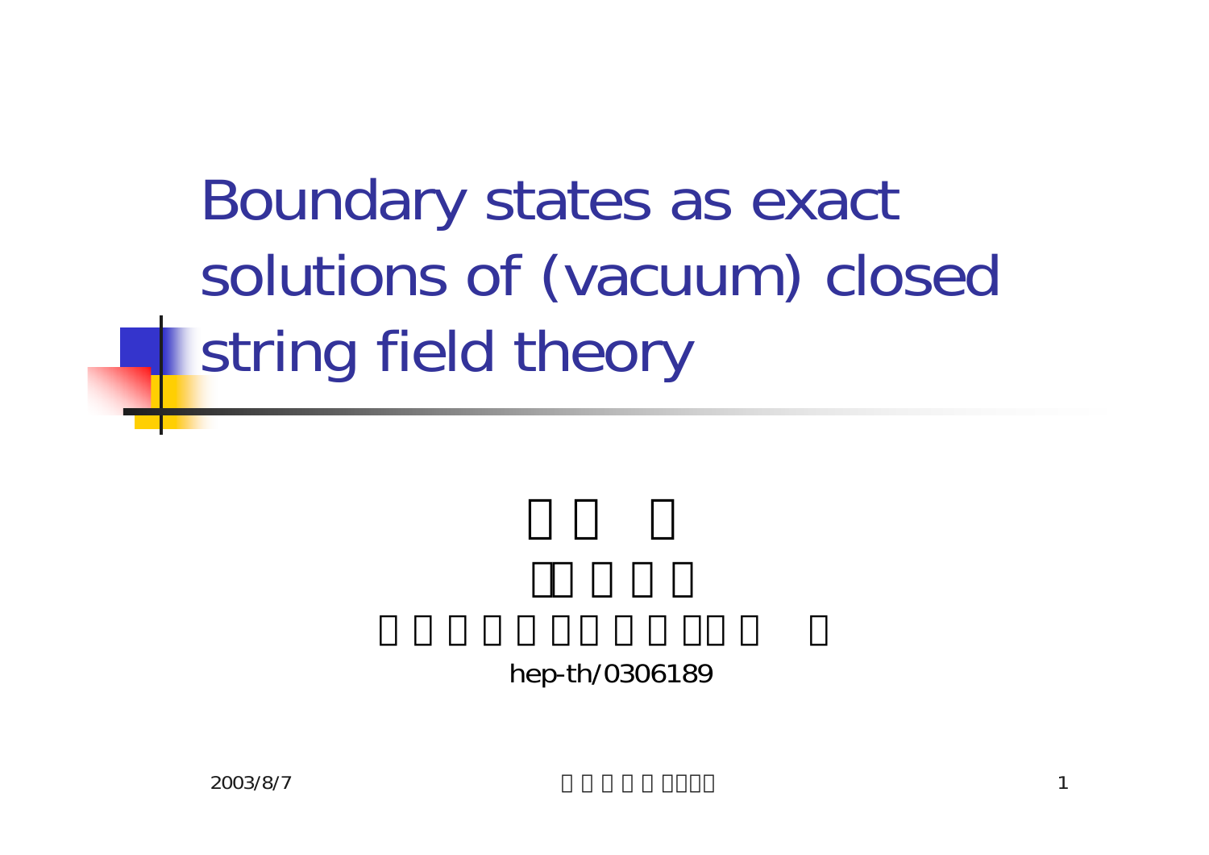# Boundary states as exact solutions of (vacuum) closed string field theory

hep-th/0306189

2003/8/7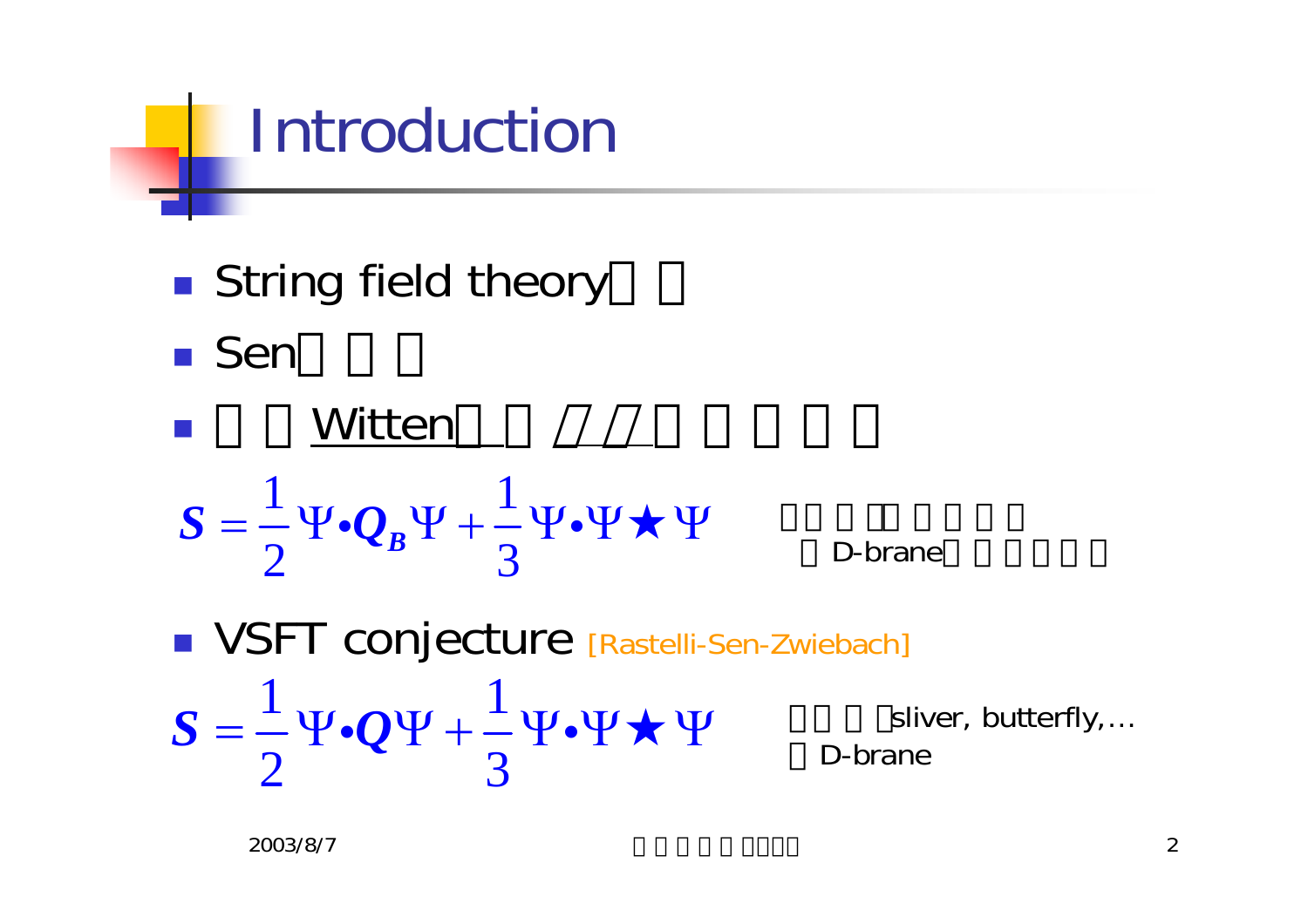# Introduction

- String field theory
- Sen
- Witten

$$S = \frac{1}{2}\Psi \bullet Q_B \Psi + \frac{1}{3}\Psi \bullet \Psi \star \Psi$$

D-brane

- VSFT conjecture [Rastelli-Sen-Zwiebach]

$$S = \frac{1}{2}\Psi \bullet Q \Psi + \frac{1}{3}\Psi \bullet \Psi \star \Psi$$

sliver, butterfly,…
D-brane

2003/8/7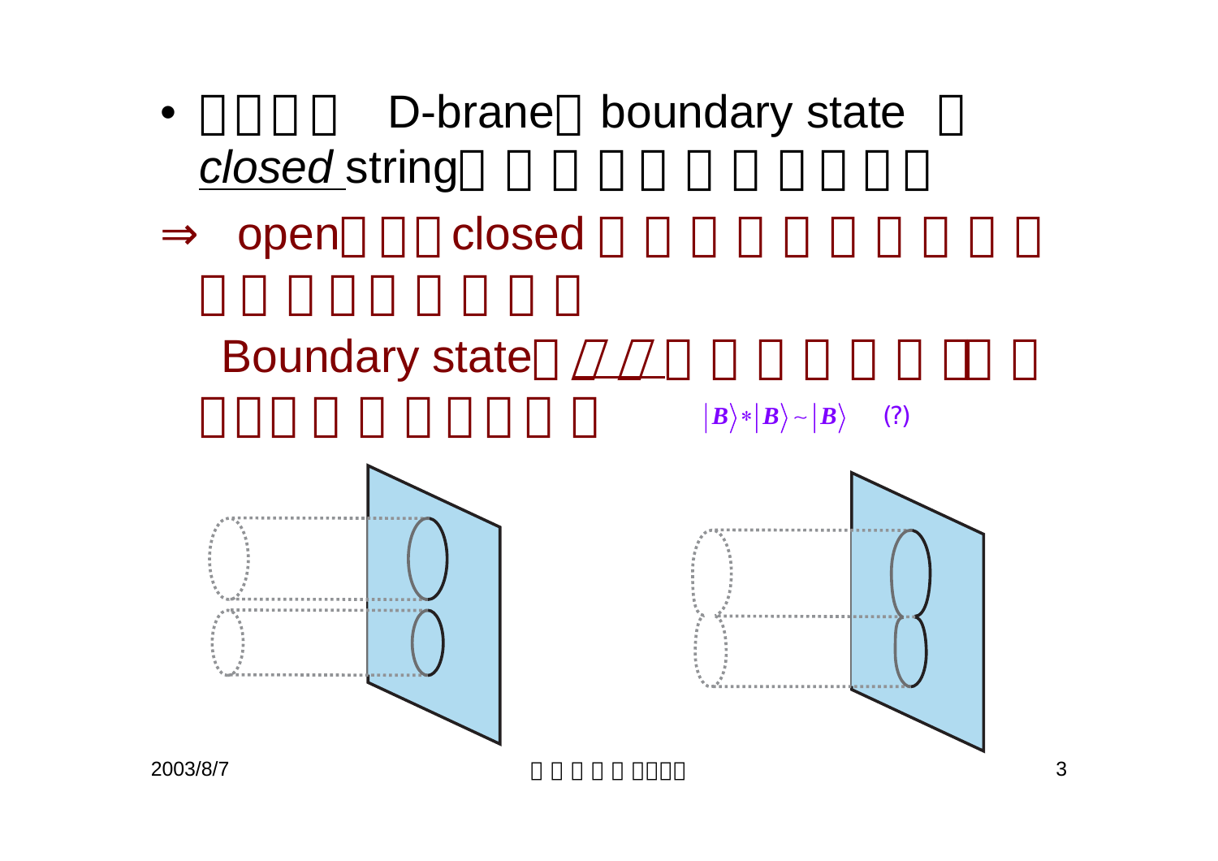- □□□□ D-brane□ boundary state □ *closed* string□□□□□□□□□□

⇒ open□□□closed□□□□□□□□□
□□□□□□□□□
Boundary state□//□□□□□□□□
□□□□□□□□□□ $|B\rangle * |B\rangle \sim |B\rangle$ (?)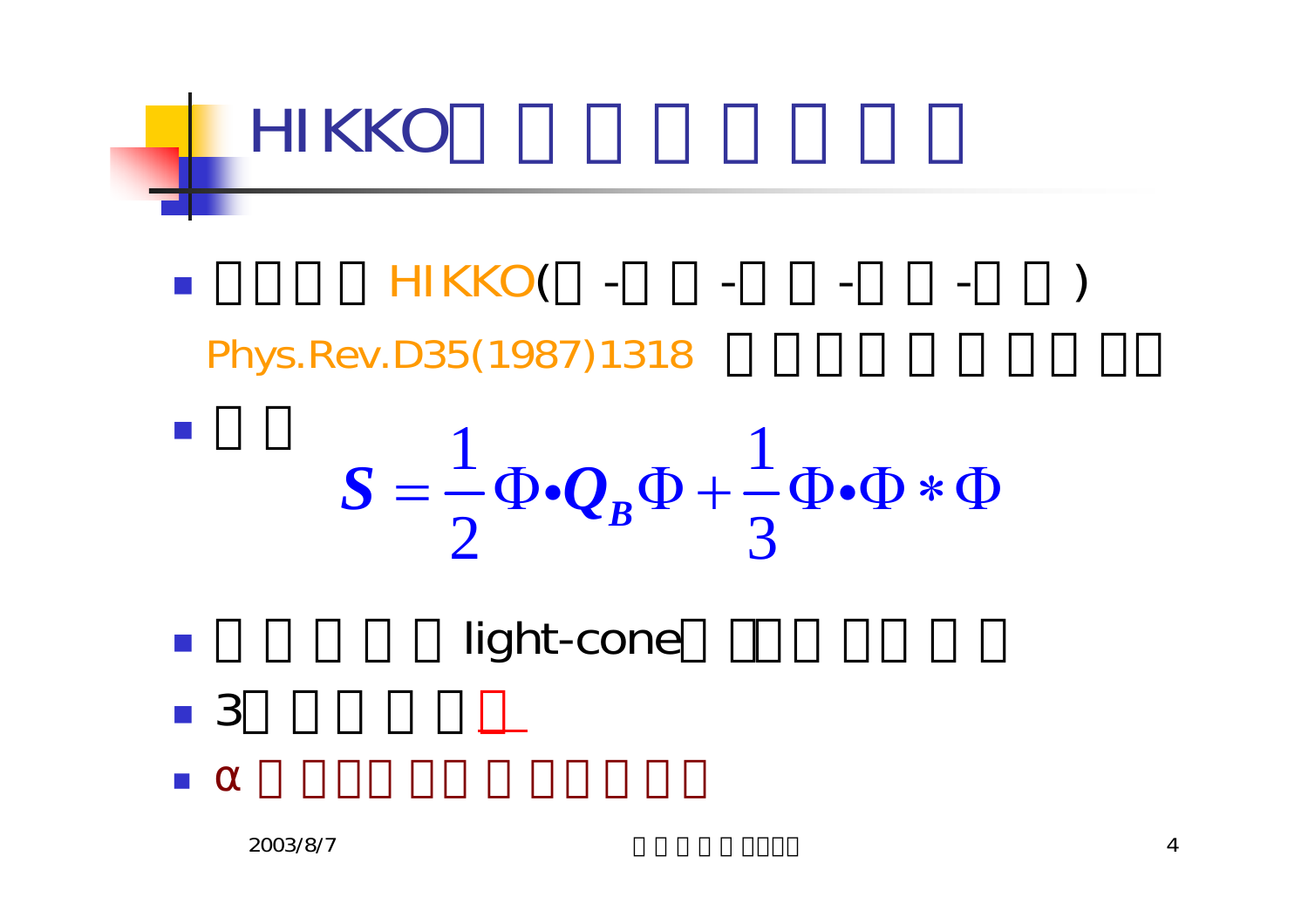# HIKKO

- HIKKO( - - - - )
  Phys.Rev.D35(1987)1318
- $$S = \frac{1}{2}\Phi \bullet Q_B \Phi + \frac{1}{3}\Phi \bullet \Phi * \Phi$$
- light-cone
- 3
- α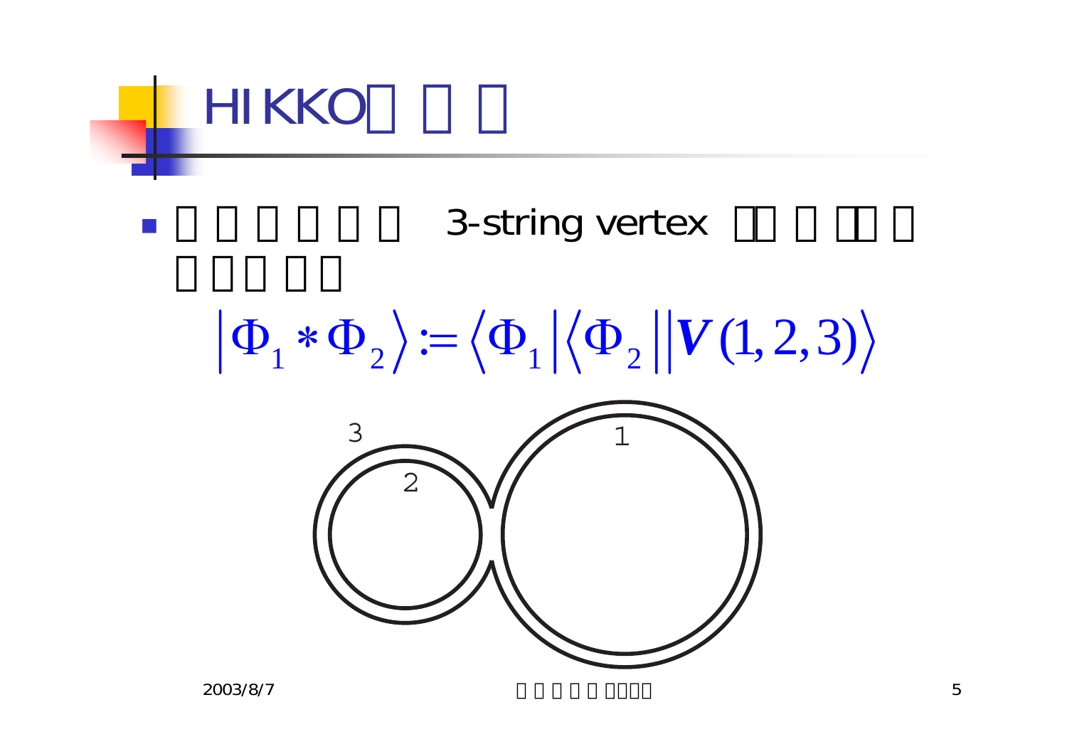# HIKKO

- 3-string vertex

$$|\Phi_1 * \Phi_2\rangle := \langle\Phi_1|\langle\Phi_2||V(1,2,3)\rangle$$

3

2

1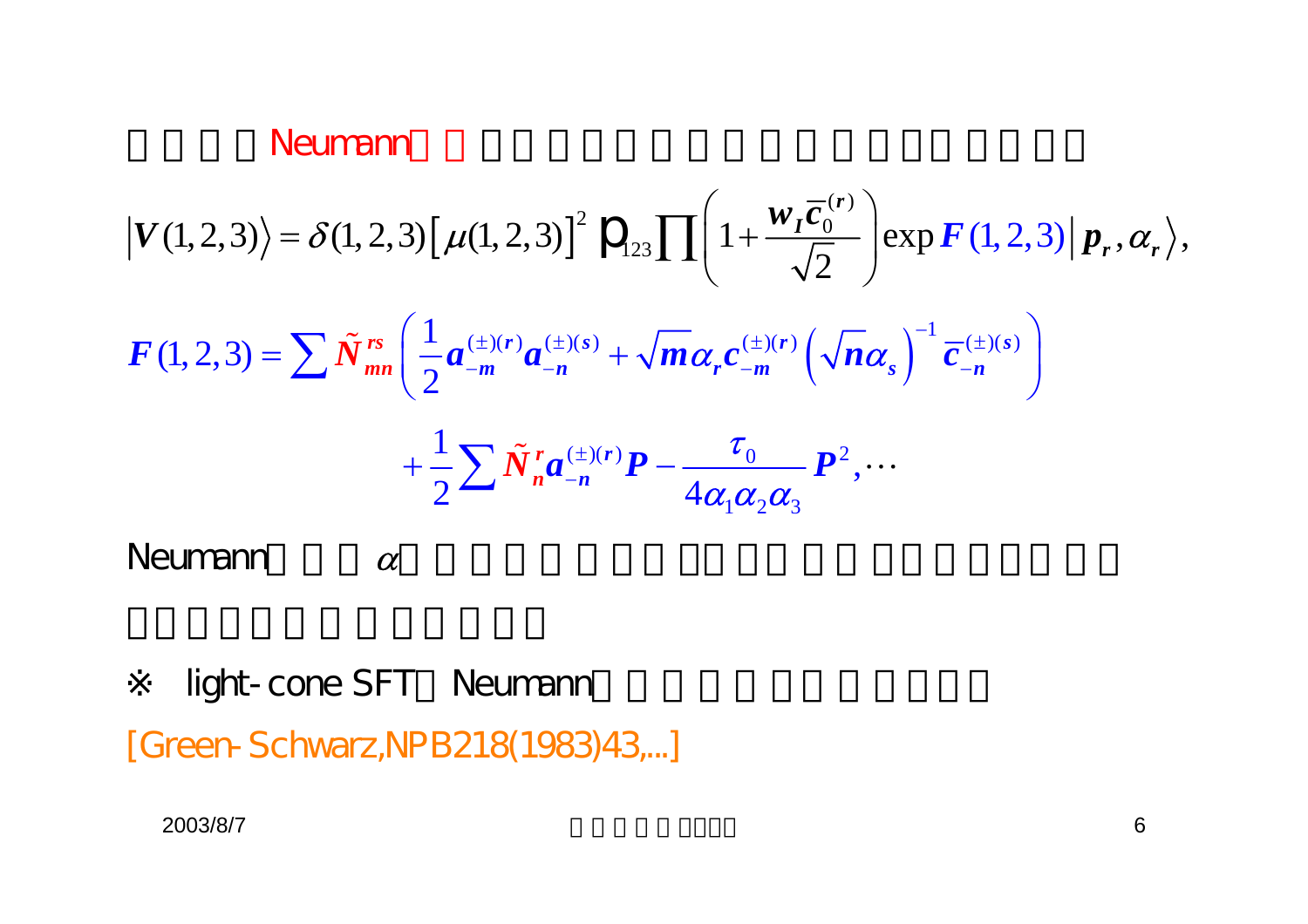□□□□Neumann□□□□□□□□□□□□□□□□□□□□□

$$
\left|V(1,2,3)\right\rangle = \delta(1,2,3)\left[\mu(1,2,3)\right]^2 P_{123}\prod\left(1+\frac{w_I\bar{c}_0^{(r)}}{\sqrt{2}}\right)\exp F(1,2,3)\left|p_r,\alpha_r\right\rangle,
$$

$$
F(1,2,3) = \sum \tilde{N}^{rs}_{mn}\left(\frac{1}{2}a^{(\pm)(r)}_{-m}a^{(\pm)(s)}_{-n} + \sqrt{m}\alpha_r c^{(\pm)(r)}_{-m}\left(\sqrt{n}\alpha_s\right)^{-1}\bar{c}^{(\pm)(s)}_{-n}\right)
$$

$$
+\frac{1}{2}\sum \tilde{N}^{r}_{n}a^{(\pm)(r)}_{-n}P - \frac{\tau_0}{4\alpha_1\alpha_2\alpha_3}P^2,\cdots
$$

Neumann□□□$\alpha$□□□□□□□□□□□□□□□□□□□□□□

□□□□□□□□□□□□□

※ light-cone SFT□Neumann□□□□□□□□□□□□

[Green-Schwarz,NPB218(1983)43,...]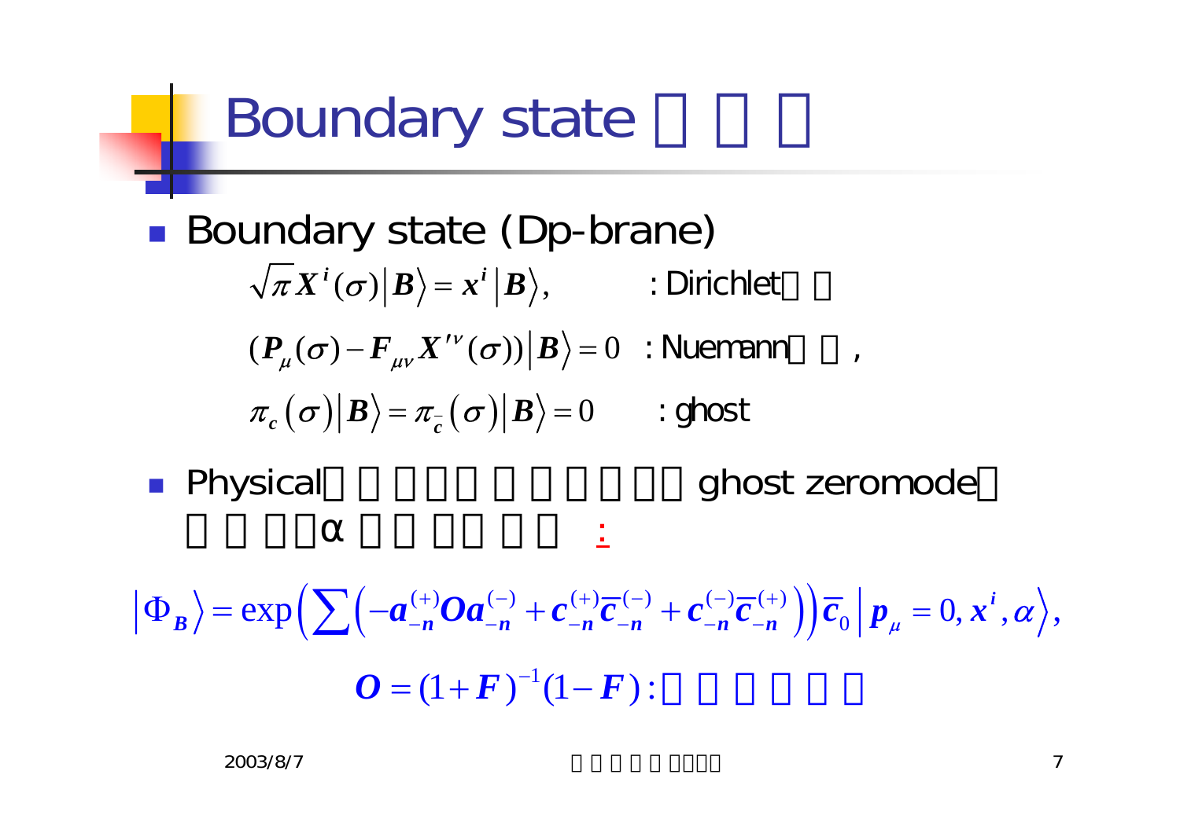# Boundary state □ □ □

- Boundary state (Dp-brane)

$$\sqrt{\pi} X^i(\sigma)\left|B\right\rangle = x^i \left|B\right\rangle, \qquad \text{: Dirichlet□ □}$$

$$(P_\mu(\sigma) - F_{\mu\nu} X'^{\nu}(\sigma))\left|B\right\rangle = 0 \quad \text{: Nuemann□ □,}$$

$$\pi_c(\sigma)\left|B\right\rangle = \pi_{\bar{c}}(\sigma)\left|B\right\rangle = 0 \qquad \text{: ghost}$$

- Physical□ □ □□□ □ □ □□ □□ ghost zeromode□ □ □ □□α □□ □□ □□ :

$$\left|\Phi_B\right\rangle = \exp\left(\sum\left(-a_{-n}^{(+)} O a_{-n}^{(-)} + c_{-n}^{(+)} \bar{c}_{-n}^{(-)} + c_{-n}^{(-)} \bar{c}_{-n}^{(+)}\right)\right) \bar{c}_0 \left| p_\mu = 0, x^i, \alpha \right\rangle,$$

$$O = (1+F)^{-1}(1-F) : \text{□ □ □ □ □ □}$$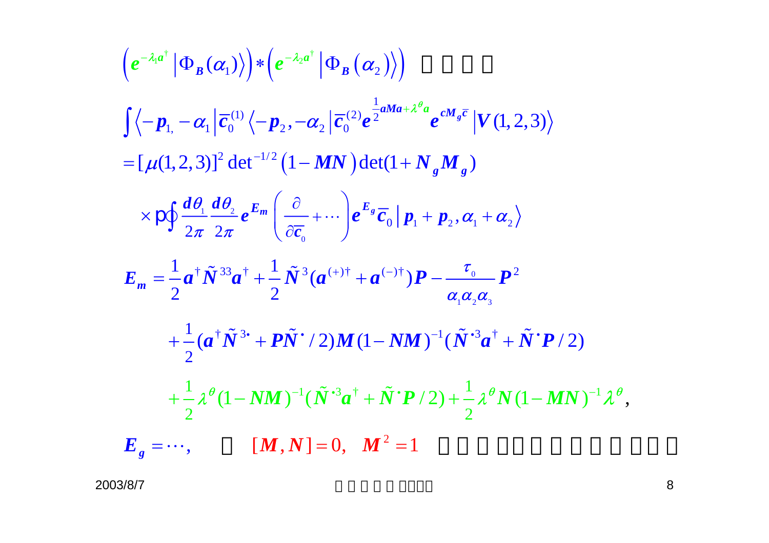$$\left(e^{-\lambda_1 a^\dagger}\left|\Phi_B(\alpha_1)\right\rangle\right) * \left(e^{-\lambda_2 a^\dagger}\left|\Phi_B(\alpha_2)\right\rangle\right)$$

$$\int \left\langle -p_1, -\alpha_1 \right| \bar{c}_0^{(1)} \left\langle -p_2, -\alpha_2 \right| \bar{c}_0^{(2)} e^{\frac{1}{2}aMa + \lambda^\theta a} e^{cM_g\bar{c}} \left| V(1,2,3) \right\rangle$$

$$= [\mu(1,2,3)]^2 \det{}^{-1/2}\left(1 - MN\right) \det(1 + N_g M_g)$$

$$\times \, p\oint \frac{d\theta_1}{2\pi}\frac{d\theta_2}{2\pi} e^{E_m}\left(\frac{\partial}{\partial \bar{c}_0} + \cdots\right) e^{E_g} \bar{c}_0 \left| p_1 + p_2, \alpha_1 + \alpha_2 \right\rangle$$

$$E_m = \frac{1}{2} a^\dagger \tilde{N}^{33} a^\dagger + \frac{1}{2}\tilde{N}^3 (a^{(+)\dagger} + a^{(-)\dagger}) P - \frac{\tau_0}{\alpha_1\alpha_2\alpha_3} P^2$$

$$+ \frac{1}{2}(a^\dagger \tilde{N}^{3\bullet} + P\tilde{N}^\bullet / 2) M (1 - NM)^{-1} (\tilde{N}^{\bullet 3} a^\dagger + \tilde{N}^\bullet P / 2)$$

$$+ \frac{1}{2}\lambda^\theta (1 - NM)^{-1} (\tilde{N}^{\bullet 3} a^\dagger + \tilde{N}^\bullet P / 2) + \frac{1}{2}\lambda^\theta N (1 - MN)^{-1} \lambda^\theta,$$

$E_g = \cdots,$ $[M, N] = 0, \quad M^2 = 1$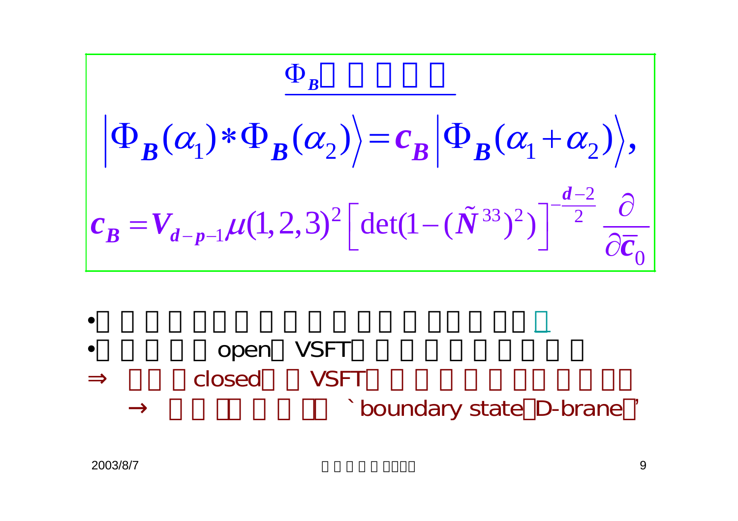## $\Phi_B$

$$\left|\Phi_B(\alpha_1) * \Phi_B(\alpha_2)\right\rangle = c_B \left|\Phi_B(\alpha_1 + \alpha_2)\right\rangle,$$

$$c_B = V_{d-p-1}\,\mu(1,2,3)^2 \left[\det\left(1 - (\tilde{N}^{33})^2\right)\right]^{-\frac{d-2}{2}} \frac{\partial}{\partial \bar{c}_0}$$

- open VSFT

⇒ closed VSFT

→ `boundary state D-brane'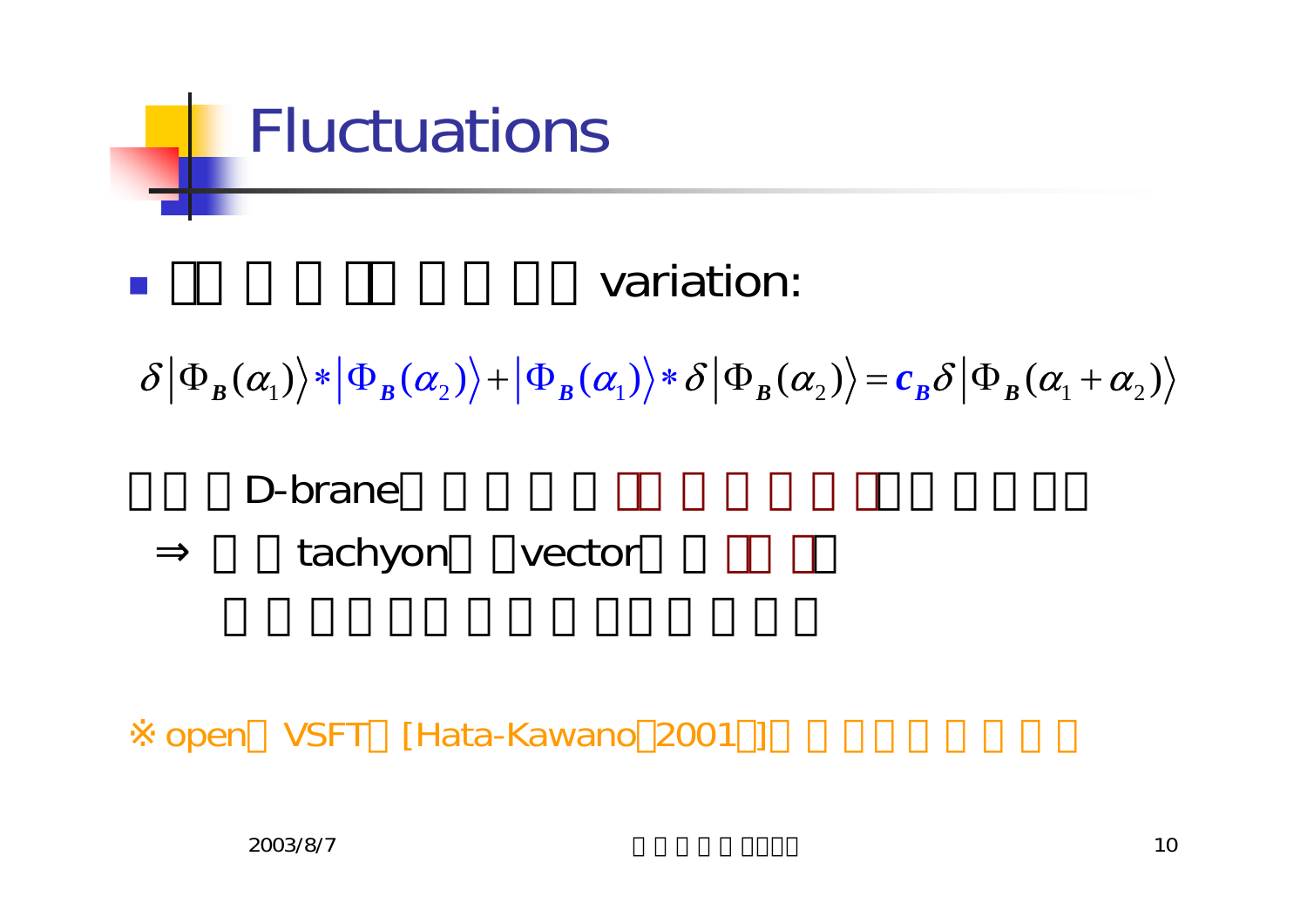# Fluctuations

- variation:

$$\delta\left|\Phi_B(\alpha_1)\right\rangle * \left|\Phi_B(\alpha_2)\right\rangle + \left|\Phi_B(\alpha_1)\right\rangle * \delta\left|\Phi_B(\alpha_2)\right\rangle = c_B \delta\left|\Phi_B(\alpha_1+\alpha_2)\right\rangle$$

D-brane

⇒ tachyon vector

※ open VSFT [Hata-Kawano 2001]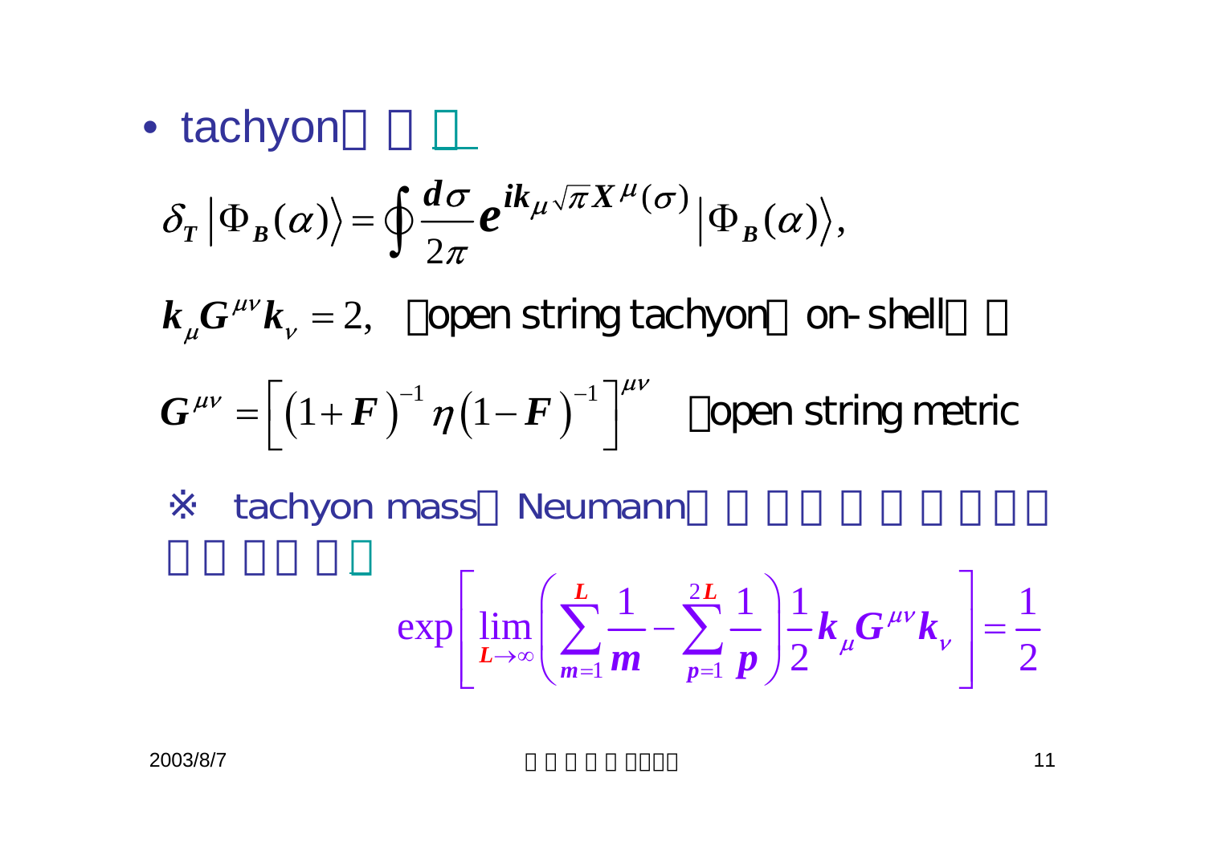- tachyon

$$\delta_T \left|\Phi_B(\alpha)\right\rangle = \oint \frac{d\sigma}{2\pi} e^{ik_\mu \sqrt{\pi} X^\mu(\sigma)} \left|\Phi_B(\alpha)\right\rangle,$$

$$k_\mu G^{\mu\nu} k_\nu = 2,$$ open string tachyon on-shell

$$G^{\mu\nu} = \left[\left(1+F\right)^{-1} \eta \left(1-F\right)^{-1}\right]^{\mu\nu}$$ open string metric

※ tachyon mass Neumann

$$\exp\left[\lim_{L\to\infty}\left(\sum_{m=1}^{L}\frac{1}{m} - \sum_{p=1}^{2L}\frac{1}{p}\right)\frac{1}{2}k_\mu G^{\mu\nu} k_\nu\right] = \frac{1}{2}$$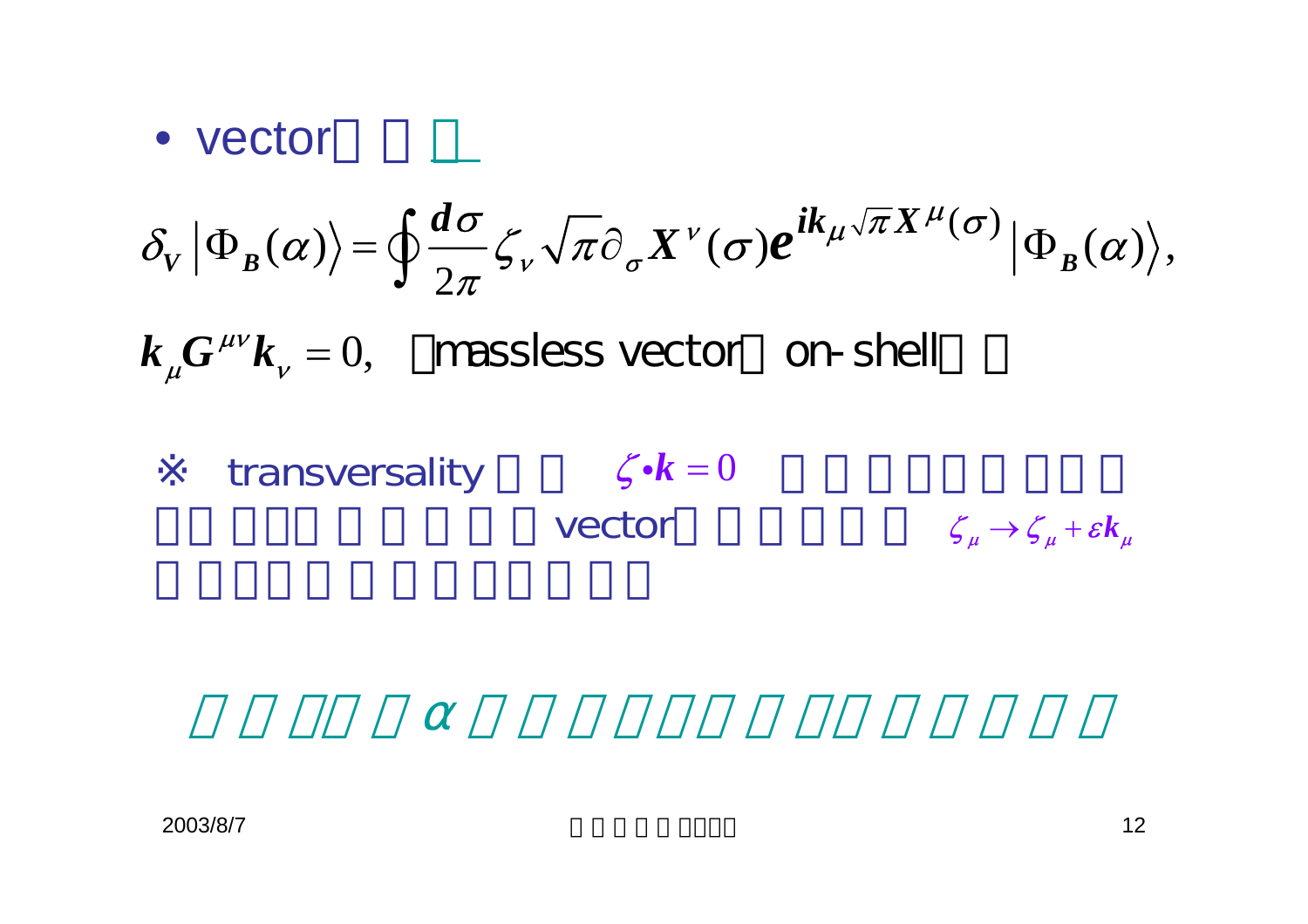- vector□ □ □

$$\delta_V \left|\Phi_B(\alpha)\right\rangle = \oint \frac{d\sigma}{2\pi} \zeta_\nu \sqrt{\pi} \partial_\sigma X^\nu(\sigma) e^{ik_\mu \sqrt{\pi} X^\mu(\sigma)} \left|\Phi_B(\alpha)\right\rangle,$$

$k_\mu G^{\mu\nu} k_\nu = 0,$ □massless vector□ on-shell□ □

※ transversality□ □ $\zeta \cdot k = 0$ □ □ □ □ □ □ □ □ □ □
□□ □□□ □ □ □ □ □ vector□ □ □ □ □ □ $\zeta_\mu \to \zeta_\mu + \varepsilon k_\mu$
□ □□□□ □ □ □ □□□ □□

□ □ □□ □ α □ □ □ □□□ □ □□ □ □ □ □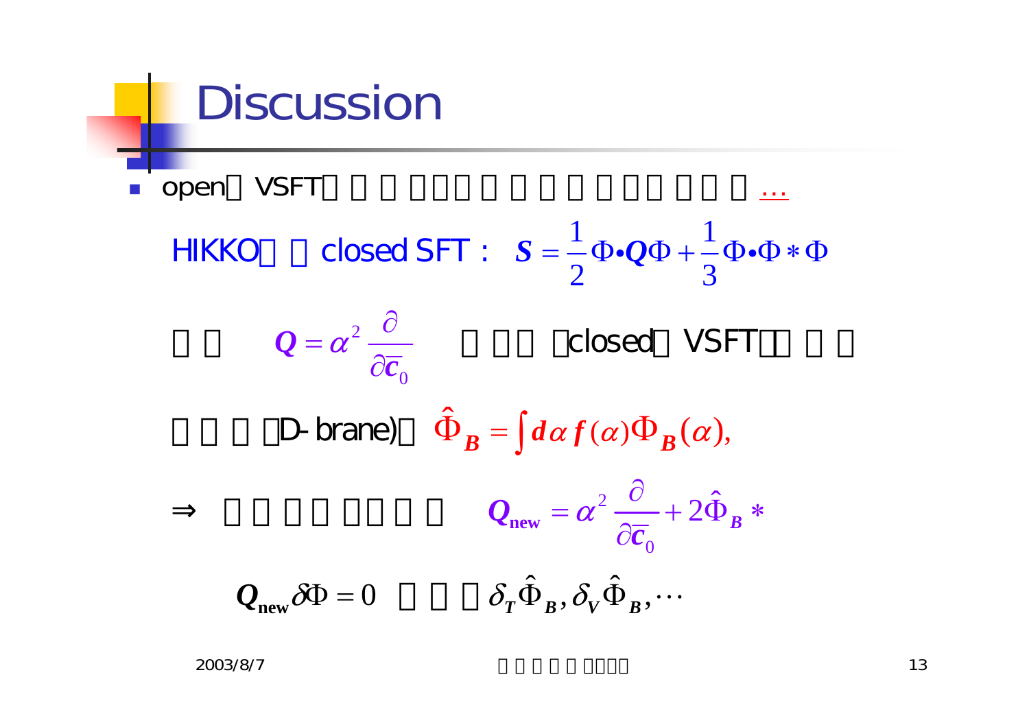# Discussion

- open VSFT …

HIKKO closed SFT : $S = \frac{1}{2}\Phi \bullet Q \Phi + \frac{1}{3}\Phi \bullet \Phi * \Phi$

$Q = \alpha^2 \frac{\partial}{\partial \bar{c}_0}$ closed VSFT

D-brane) $\hat{\Phi}_B = \int d\alpha\, f(\alpha) \Phi_B(\alpha),$

$\Rightarrow$ $Q_{\mathrm{new}} = \alpha^2 \frac{\partial}{\partial \bar{c}_0} + 2\hat{\Phi}_B *$

$Q_{\mathrm{new}} \delta\Phi = 0$ $\delta_T \hat{\Phi}_B, \delta_V \hat{\Phi}_B, \cdots$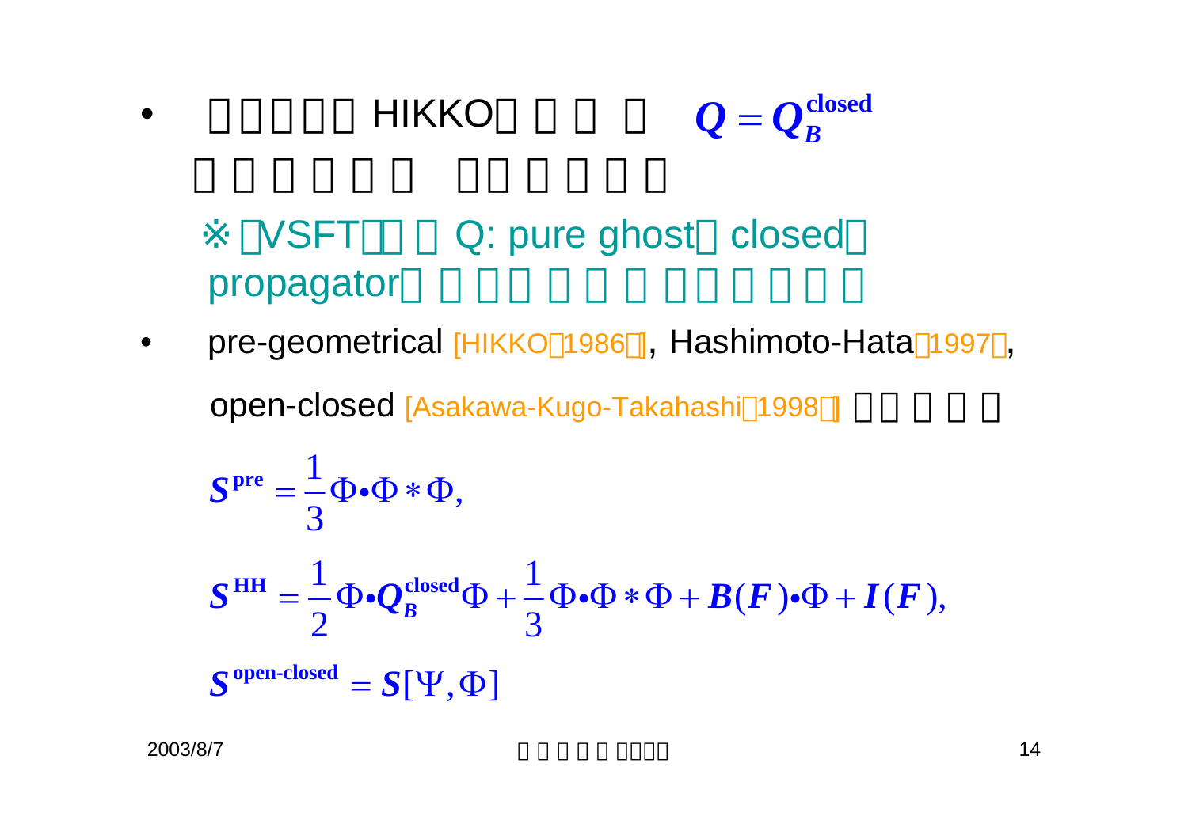- HIKKO $Q = Q_B^{\mathrm{closed}}$

  ※ VSFT Q: pure ghost closed
  propagator

- pre-geometrical [HIKKO 1986], Hashimoto-Hata 1997,

  open-closed [Asakawa-Kugo-Takahashi 1998]

$$S^{\mathrm{pre}} = \frac{1}{3}\Phi \bullet \Phi * \Phi,$$

$$S^{\mathrm{HH}} = \frac{1}{2}\Phi \bullet Q_B^{\mathrm{closed}}\Phi + \frac{1}{3}\Phi \bullet \Phi * \Phi + B(F) \bullet \Phi + I(F),$$

$$S^{\text{open-closed}} = S[\Psi, \Phi]$$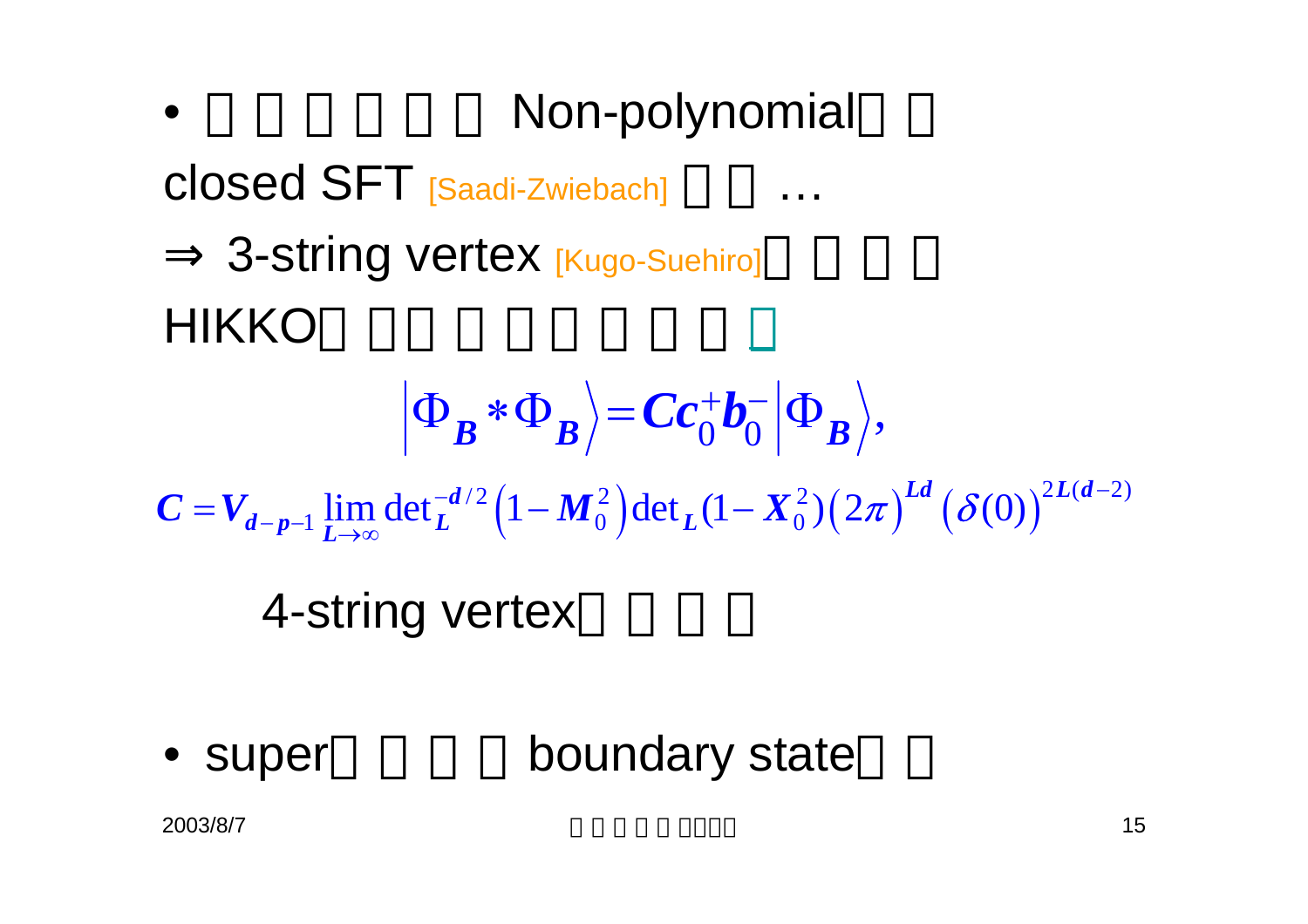- □□□□□□ Non-polynomial□□

closed SFT [Saadi-Zwiebach] □□…

⇒ 3-string vertex [Kugo-Suehiro]□□□□

HIKKO□□□□□□□□□□

$$\left|\Phi_B * \Phi_B\right\rangle = C c_0^+ b_0^- \left|\Phi_B\right\rangle,$$

$$C = V_{d-p-1} \lim_{L\to\infty} \det{}_L^{-d/2}\left(1 - M_0^2\right) \det{}_L(1 - X_0^2)\left(2\pi\right)^{Ld}\left(\delta(0)\right)^{2L(d-2)}$$

4-string vertex□□□□

- super□□□□ boundary state□□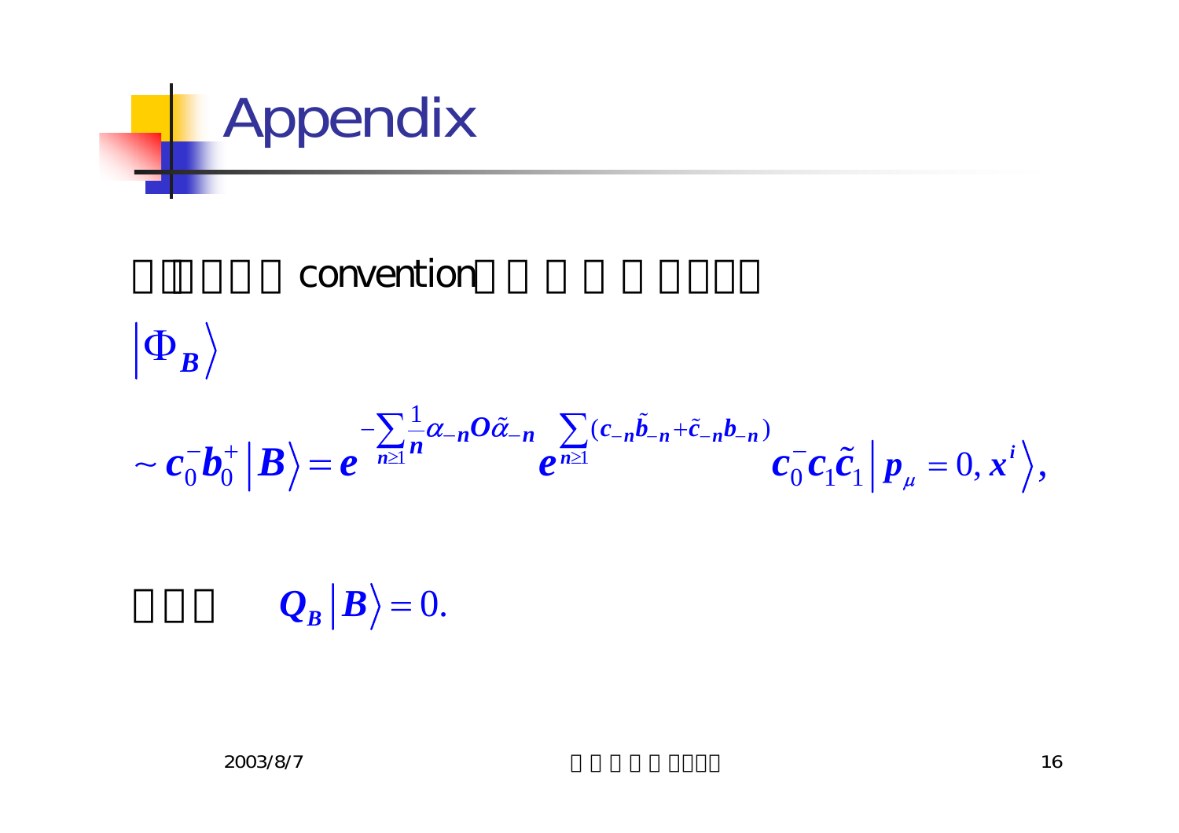# Appendix

□□□□□ convention□□□□□□□□□

$$\left|\Phi_B\right\rangle$$

$$\sim c_0^- b_0^+ \left|B\right\rangle = e^{-\sum_{n\geq 1}\frac{1}{n}\alpha_{-n} O \tilde{\alpha}_{-n}} e^{\sum_{n\geq 1}(c_{-n}\tilde{b}_{-n}+\tilde{c}_{-n}b_{-n})} c_0^- c_1 \tilde{c}_1 \left| p_\mu = 0, x^i \right\rangle,$$

□□□ $Q_B \left|B\right\rangle = 0.$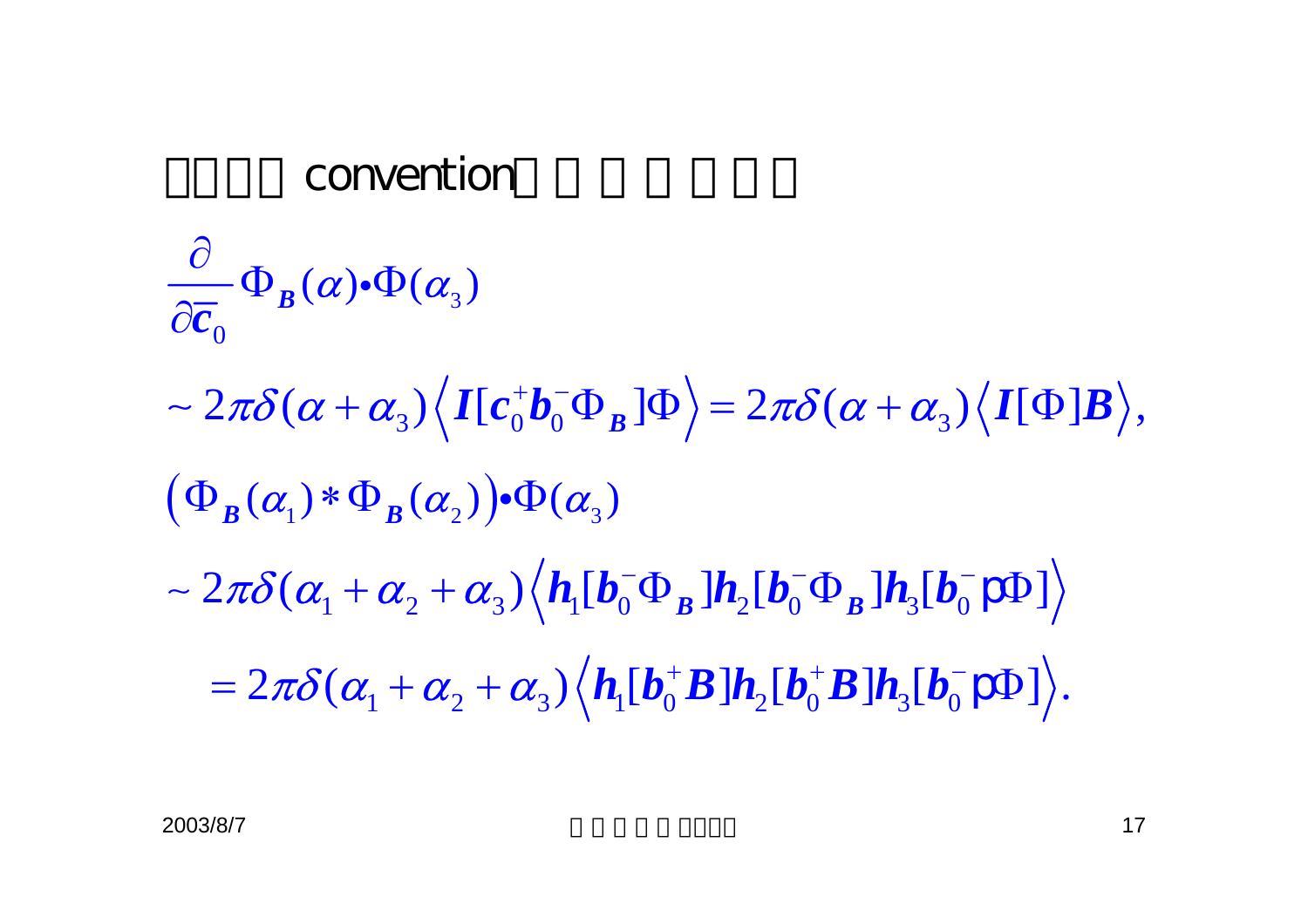# convention

$$\frac{\partial}{\partial \bar{c}_0} \Phi_{B}(\alpha) \bullet \Phi(\alpha_3)$$

$$\sim 2\pi\delta(\alpha+\alpha_3)\left\langle I[c_0^+ b_0^- \Phi_{B}]\Phi \right\rangle = 2\pi\delta(\alpha+\alpha_3)\left\langle I[\Phi]B \right\rangle,$$

$$\left(\Phi_{B}(\alpha_1) * \Phi_{B}(\alpha_2)\right) \bullet \Phi(\alpha_3)$$

$$\sim 2\pi\delta(\alpha_1+\alpha_2+\alpha_3)\left\langle h_1[b_0^- \Phi_{B}] h_2[b_0^- \Phi_{B}] h_3[b_0^- \mathrm{p}\Phi] \right\rangle$$

$$= 2\pi\delta(\alpha_1+\alpha_2+\alpha_3)\left\langle h_1[b_0^+ B] h_2[b_0^+ B] h_3[b_0^- \mathrm{p}\Phi] \right\rangle.$$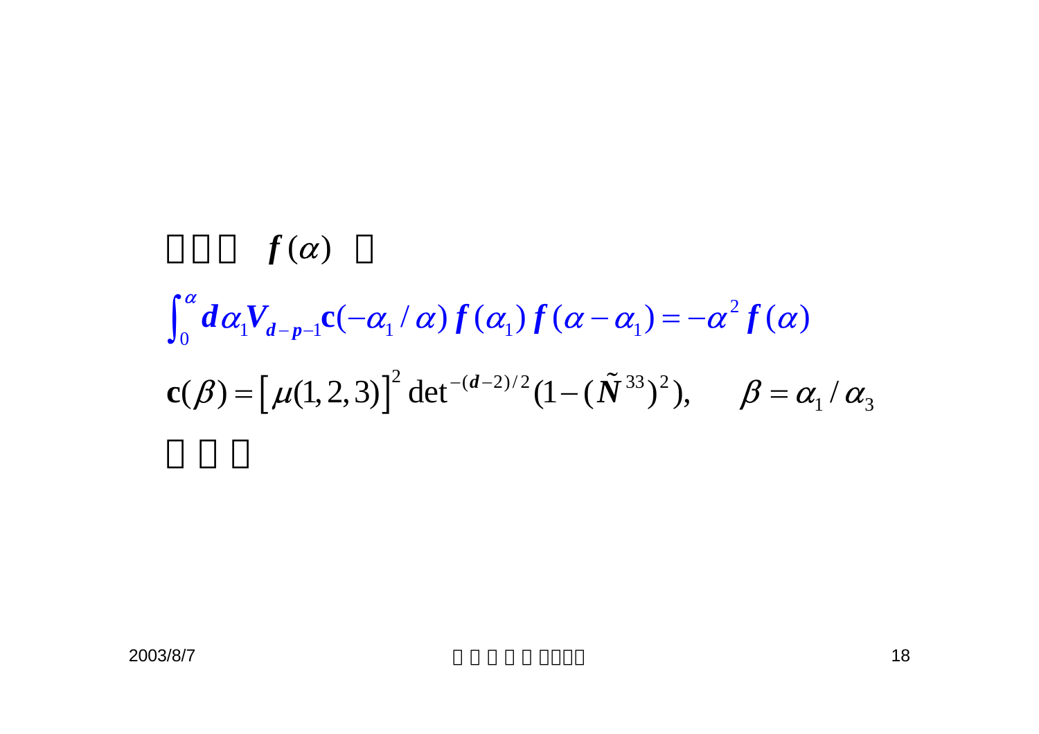□□□ $f(\alpha)$ □

$$\int_0^{\alpha} d\alpha_1 V_{d-p-1} \mathbf{c}(-\alpha_1/\alpha) f(\alpha_1) f(\alpha-\alpha_1) = -\alpha^2 f(\alpha)$$

$$\mathbf{c}(\beta) = \left[\mu(1,2,3)\right]^2 \det{}^{-(d-2)/2}(1-(\tilde{N}^{33})^2), \qquad \beta = \alpha_1/\alpha_3$$

□ □ □